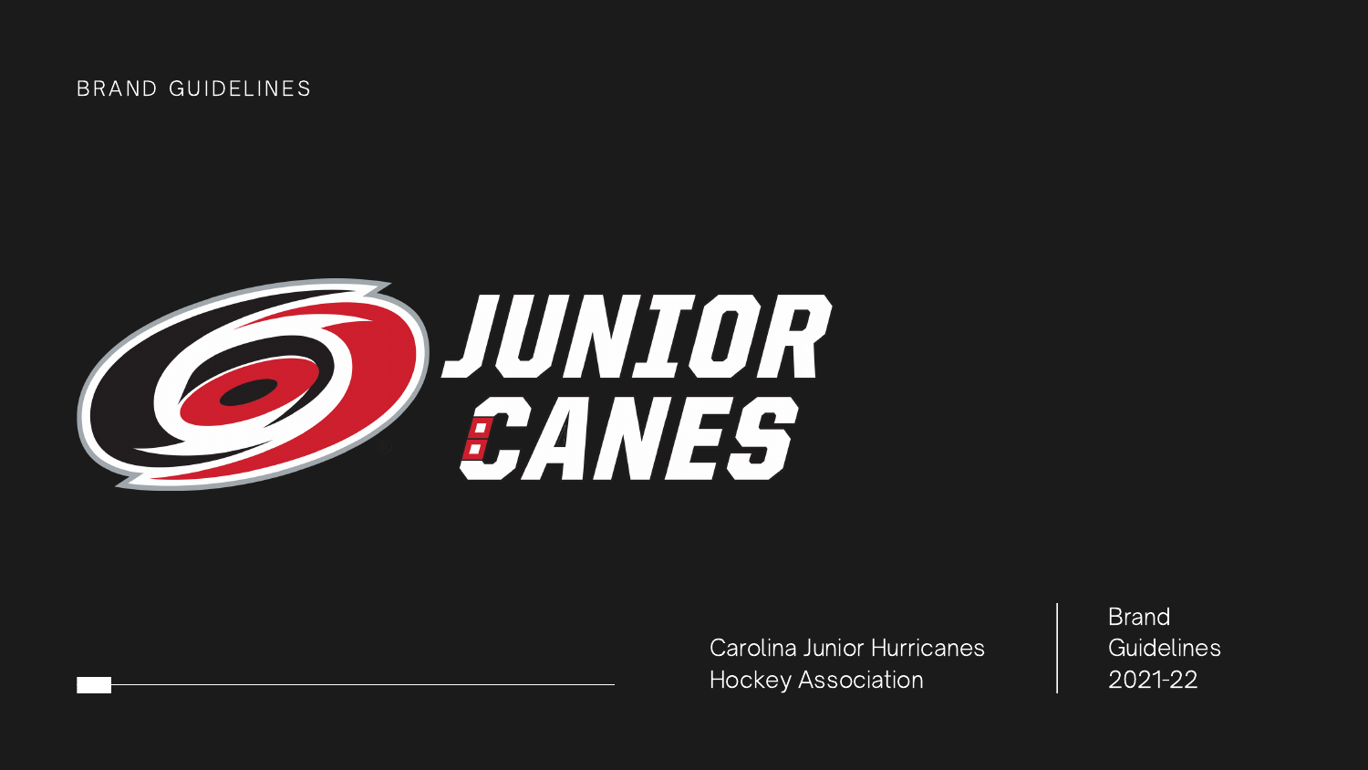BRAND GUIDELINES

JUNIOR CANES

Carolina Junior Hurricanes Hockey Association

Brand Guidelines 2021-22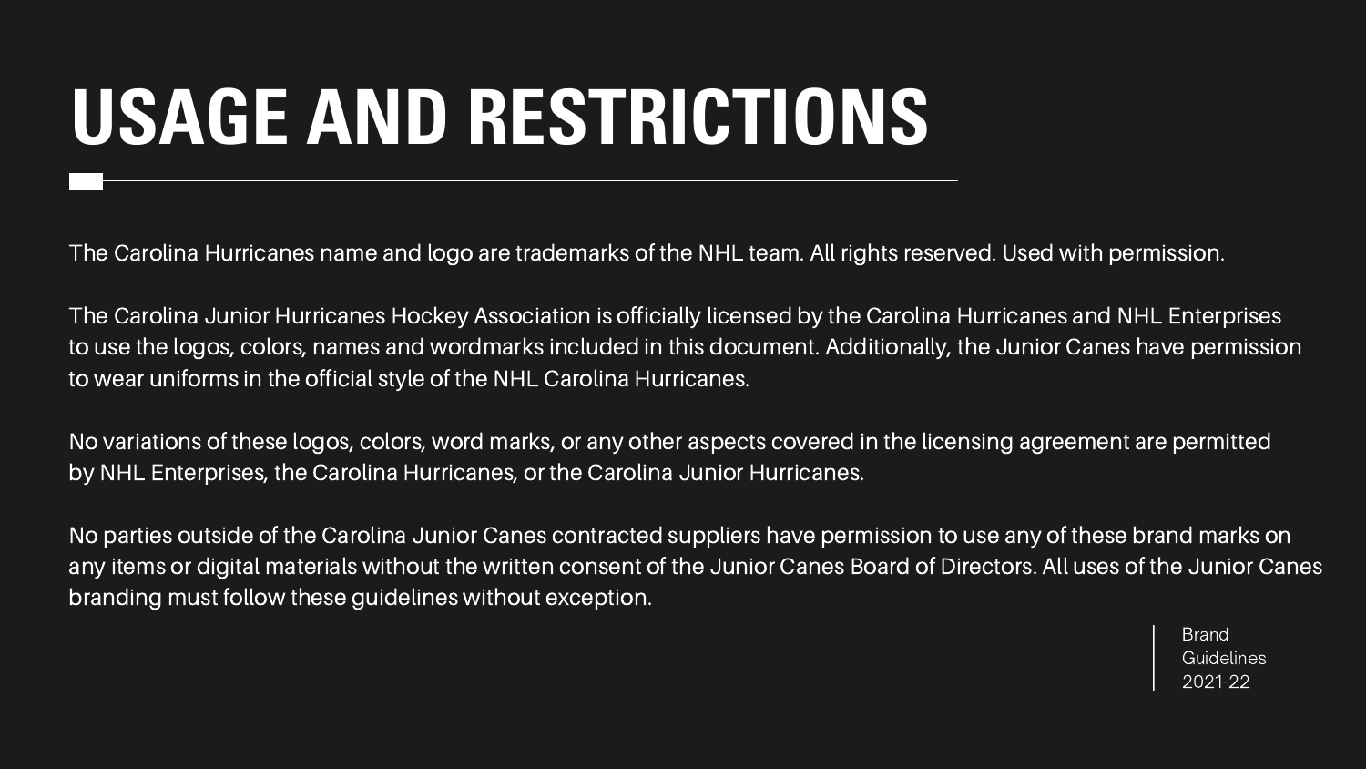# USAGE AND RESTRICTIONS

The Carolina Hurricanes name and logo are trademarks of the NHL team. All rights reserved. Used with permission.

The Carolina Junior Hurricanes Hockey Association is officially licensed by the Carolina Hurricanes and NHL Enterprises to use the logos, colors, names and wordmarks included in this document. Additionally, the Junior Canes have permission to wear uniforms in the official style of the NHL Carolina Hurricanes.

No variations of these logos, colors, word marks, or any other aspects covered in the licensing agreement are permitted by NHL Enterprises, the Carolina Hurricanes, or the Carolina Junior Hurricanes.

No parties outside of the Carolina Junior Canes contracted suppliers have permission to use any of these brand marks on any items or digital materials without the written consent of the Junior Canes Board of Directors. All uses of the Junior Canes branding must follow these guidelines without exception.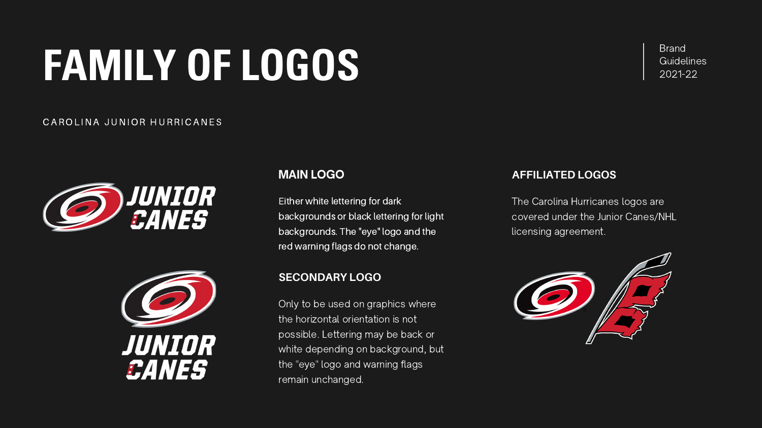# FAMILY OF LOGOS

Brand Guidelines 2021-22

CAROLINA JUNIOR HURRICANES

### MAIN LOGO

Either white lettering for dark backgrounds or black lettering for light backgrounds. The "eye" logo and the red warning flags do not change.

### SECONDARY LOGO

Only to be used on graphics where the horizontal orientation is not possible. Lettering may be back or white depending on background, but the "eye" logo and warning flags remain unchanged.

### AFFILIATED LOGOS

The Carolina Hurricanes logos are covered under the Junior Canes/NHL licensing agreement.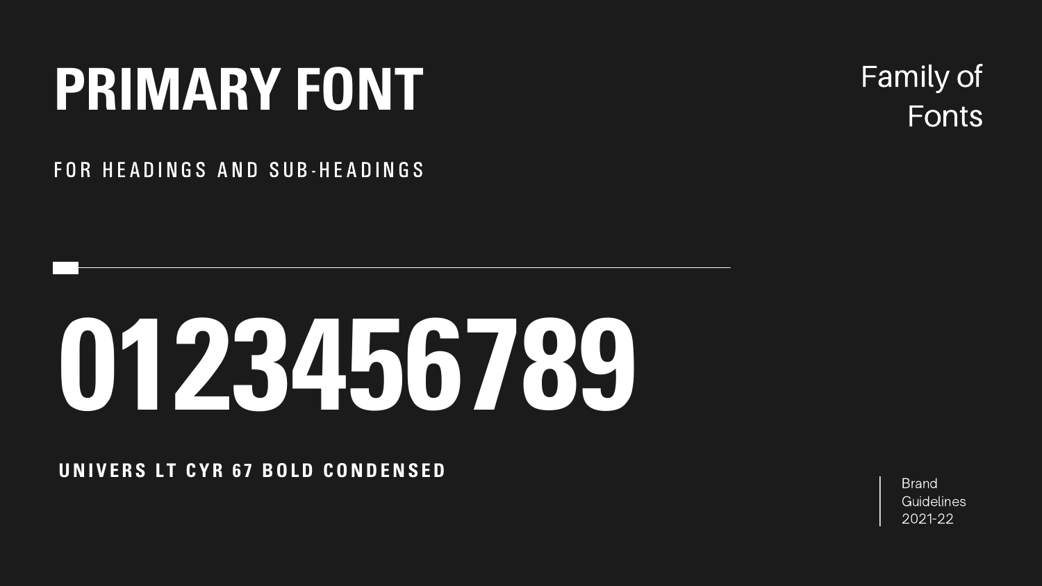# PRIMARY FONT

Family of Fonts

FOR HEADINGS AND SUB-HEADINGS

0123456789

**UNIVERS LT CYR 67 BOLD CONDENSED**

Brand Guidelines 2021-22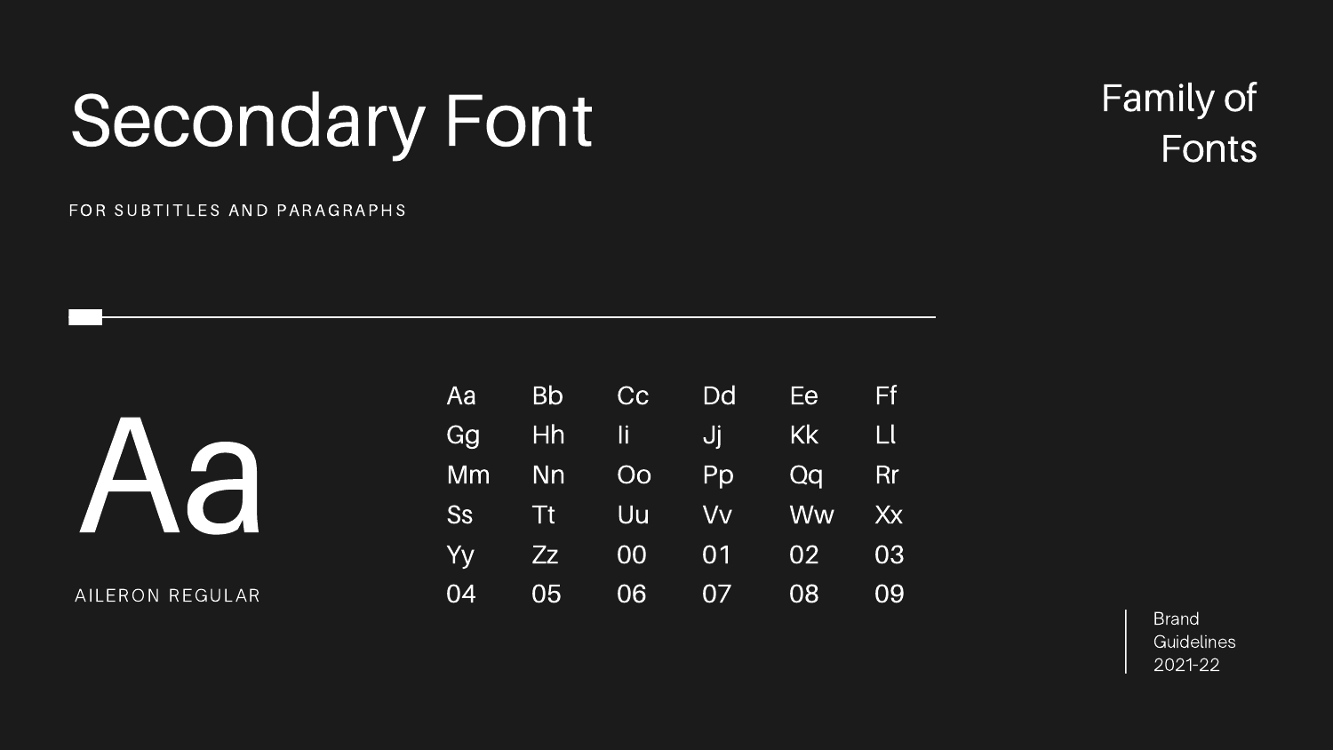# Secondary Font

Family of Fonts

FOR SUBTITLES AND PARAGRAPHS

Aa

AILERON REGULAR

| | | | | | |
|---|---|---|---|---|---|
| Aa | Bb | Cc | Dd | Ee | Ff |
| Gg | Hh | Ii | Jj | Kk | Ll |
| Mm | Nn | Oo | Pp | Qq | Rr |
| Ss | Tt | Uu | Vv | Ww | Xx |
| Yy | Zz | 00 | 01 | 02 | 03 |
| 04 | 05 | 06 | 07 | 08 | 09 |

Brand Guidelines 2021-22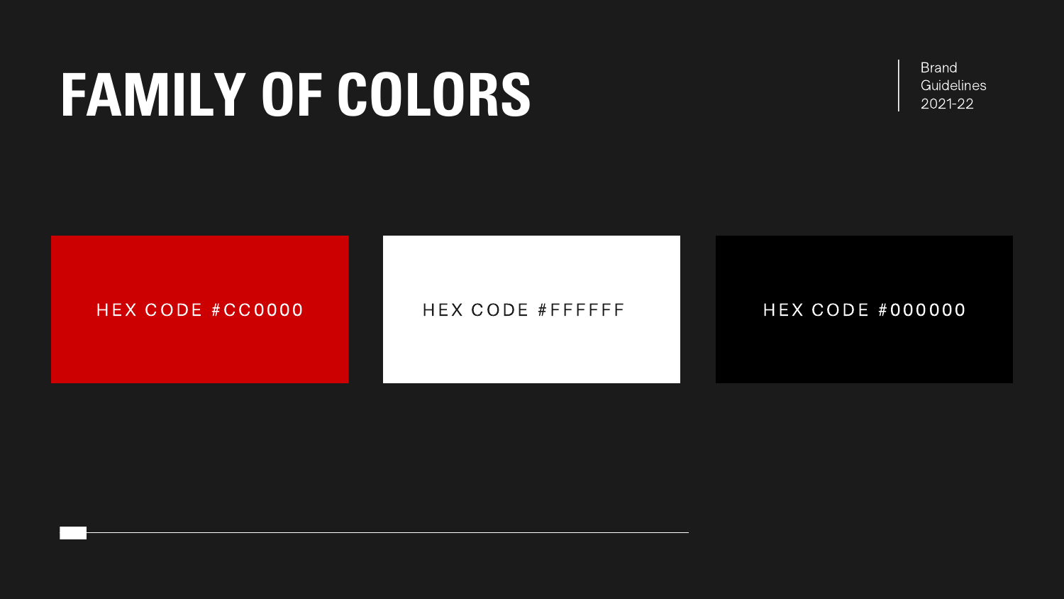# FAMILY OF COLORS

Brand Guidelines 2021-22

HEX CODE #CC0000

HEX CODE #FFFFFF

HEX CODE #000000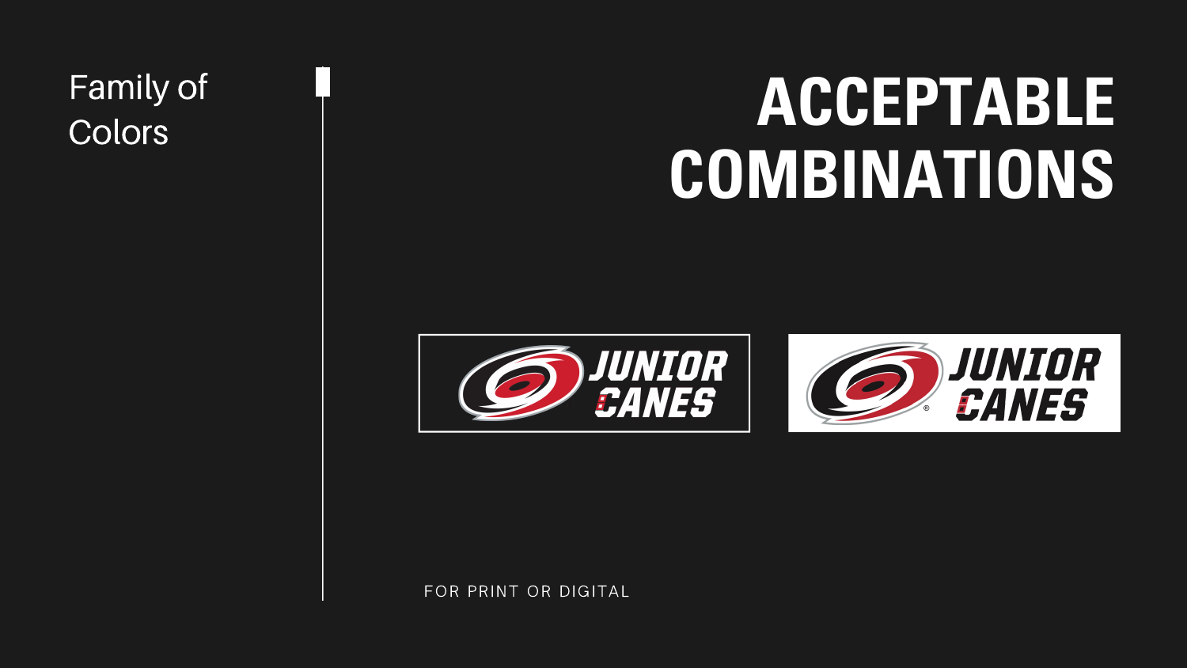Family of Colors

# ACCEPTABLE COMBINATIONS

FOR PRINT OR DIGITAL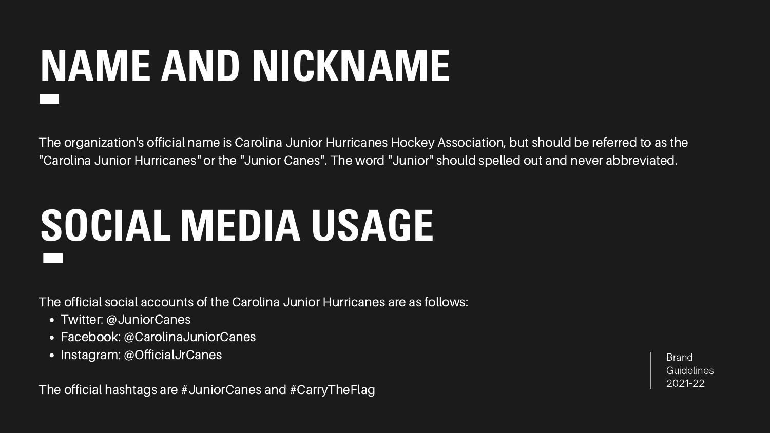# NAME AND NICKNAME

The organization's official name is Carolina Junior Hurricanes Hockey Association, but should be referred to as the "Carolina Junior Hurricanes" or the "Junior Canes". The word "Junior" should spelled out and never abbreviated.

# SOCIAL MEDIA USAGE

The official social accounts of the Carolina Junior Hurricanes are as follows:

- Twitter: @JuniorCanes
- Facebook: @CarolinaJuniorCanes
- Instagram: @OfficialJrCanes

The official hashtags are #JuniorCanes and #CarryTheFlag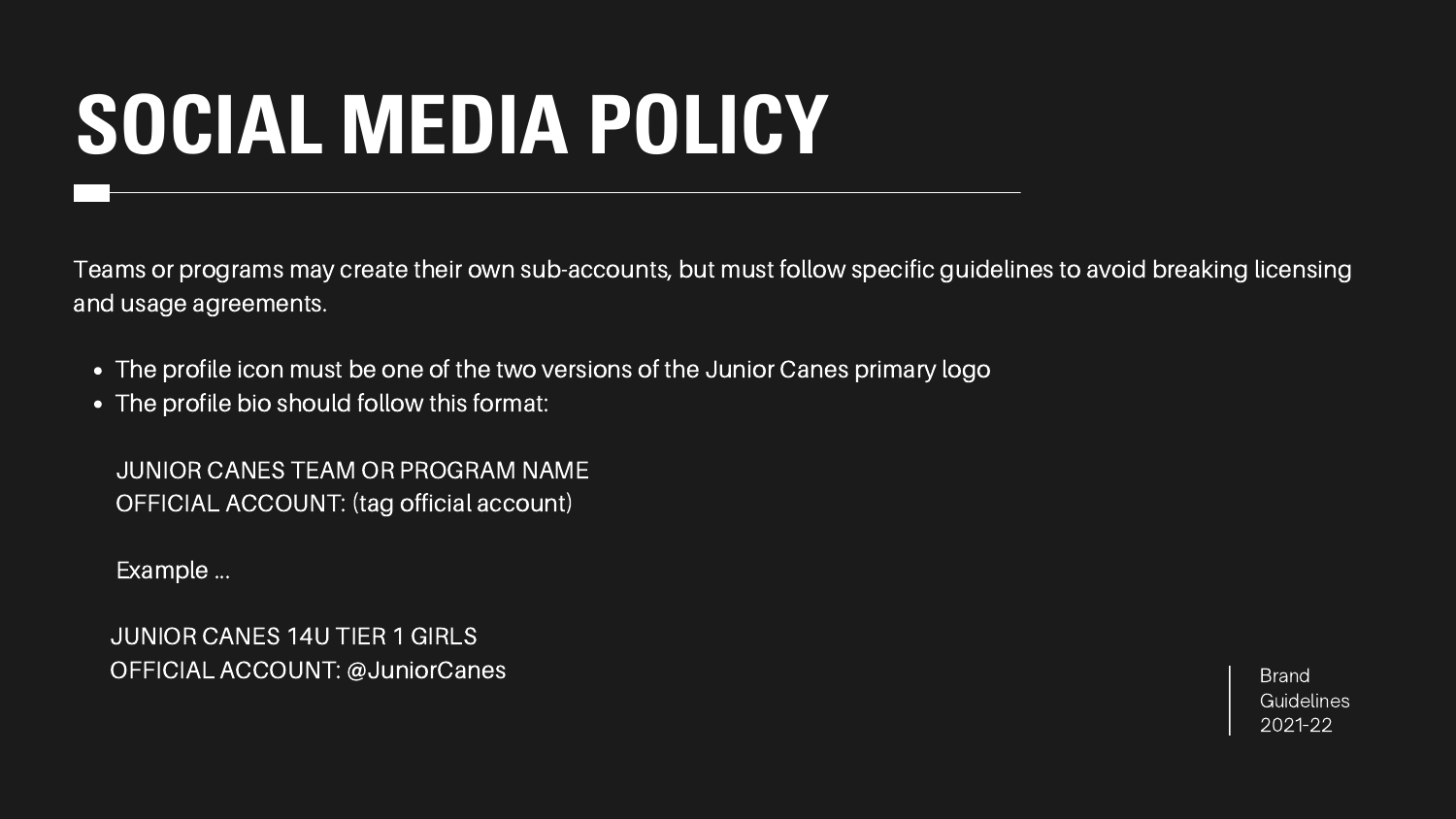# SOCIAL MEDIA POLICY

Teams or programs may create their own sub-accounts, but must follow specific guidelines to avoid breaking licensing and usage agreements.

- The profile icon must be one of the two versions of the Junior Canes primary logo
- The profile bio should follow this format:

JUNIOR CANES TEAM OR PROGRAM NAME
OFFICIAL ACCOUNT: (tag official account)

Example ...

JUNIOR CANES 14U TIER 1 GIRLS
OFFICIAL ACCOUNT: @JuniorCanes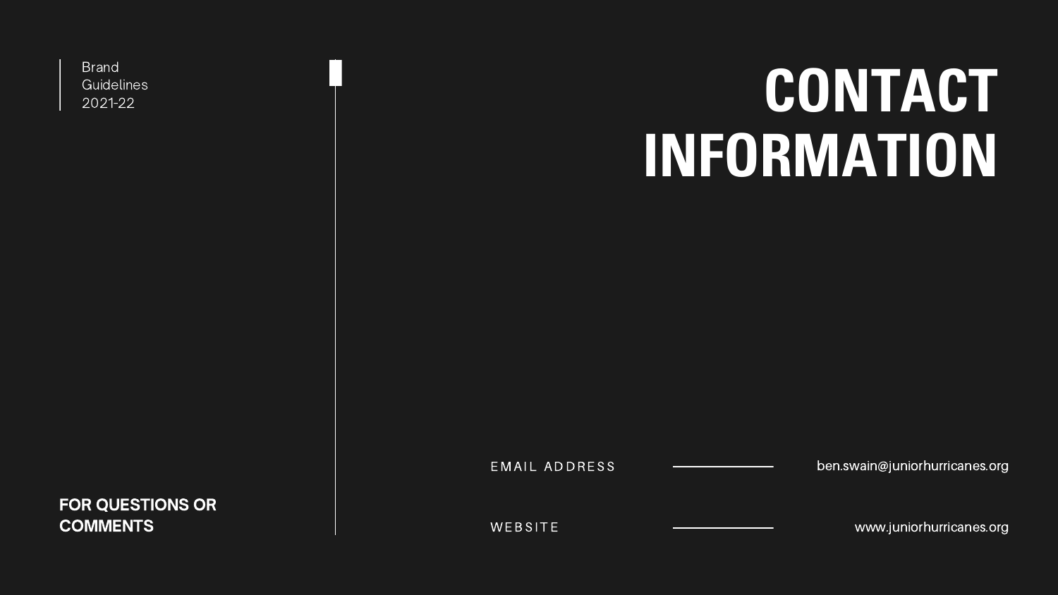Brand
Guidelines
2021-22

# CONTACT INFORMATION

**FOR QUESTIONS OR COMMENTS**

EMAIL ADDRESS — ben.swain@juniorhurricanes.org

WEBSITE — www.juniorhurricanes.org